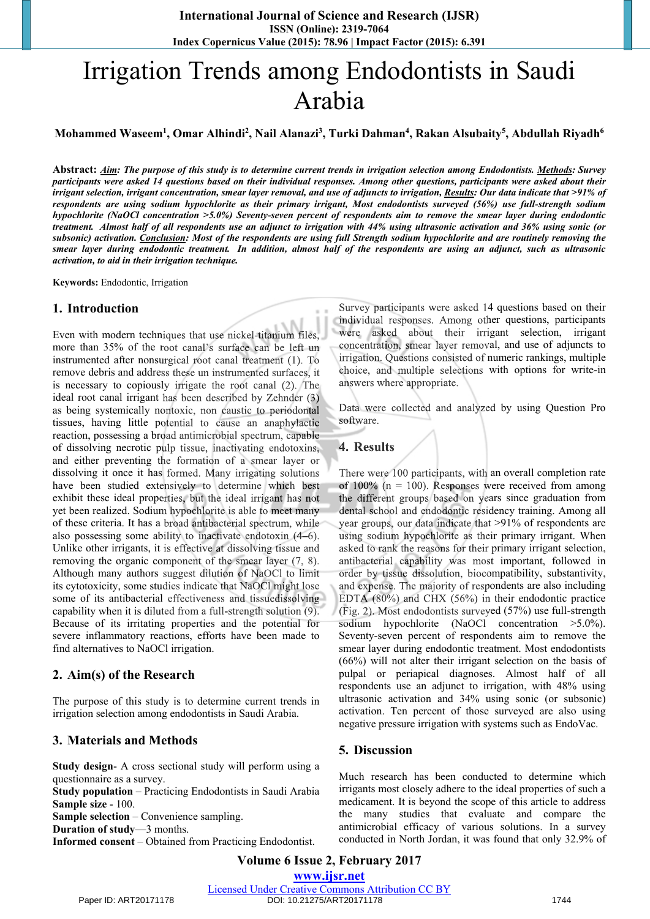# Irrigation Trends among Endodontists in Saudi Arabia

**Mohammed Waseem[1], Omar Alhindi[2], Nail Alanazi[3], Turki Dahman[4], Rakan Alsubaity[5], Abdullah Riyadh[6]**

**Abstract:** ***Aim**: The purpose of this study is to determine current trends in irrigation selection among Endodontists. **Methods**: Survey participants were asked 14 questions based on their individual responses. Among other questions, participants were asked about their irrigant selection, irrigant concentration, smear layer removal, and use of adjuncts to irrigation, **Results**: Our data indicate that >91% of respondents are using sodium hypochlorite as their primary irrigant, Most endodontists surveyed (56%) use full-strength sodium hypochlorite (NaOCl concentration >5.0%) Seventy-seven percent of respondents aim to remove the smear layer during endodontic treatment. Almost half of all respondents use an adjunct to irrigation with 44% using ultrasonic activation and 36% using sonic (or subsonic) activation. **Conclusion**: Most of the respondents are using full Strength sodium hypochlorite and are routinely removing the smear layer during endodontic treatment. In addition, almost half of the respondents are using an adjunct, such as ultrasonic activation, to aid in their irrigation technique.*

**Keywords:** Endodontic, Irrigation

## 1. Introduction

Even with modern techniques that use nickel-titanium files, more than 35% of the root canal's surface can be left un instrumented after nonsurgical root canal treatment (1). To remove debris and address these un instrumented surfaces, it is necessary to copiously irrigate the root canal (2). The ideal root canal irrigant has been described by Zehnder (3) as being systemically nontoxic, non caustic to periodontal tissues, having little potential to cause an anaphylactic reaction, possessing a broad antimicrobial spectrum, capable of dissolving necrotic pulp tissue, inactivating endotoxins, and either preventing the formation of a smear layer or dissolving it once it has formed. Many irrigating solutions have been studied extensively to determine which best exhibit these ideal properties, but the ideal irrigant has not yet been realized. Sodium hypochlorite is able to meet many of these criteria. It has a broad antibacterial spectrum, while also possessing some ability to inactivate endotoxin (4–6). Unlike other irrigants, it is effective at dissolving tissue and removing the organic component of the smear layer (7, 8). Although many authors suggest dilution of NaOCl to limit its cytotoxicity, some studies indicate that NaOCl might lose some of its antibacterial effectiveness and tissuedissolving capability when it is diluted from a full-strength solution (9). Because of its irritating properties and the potential for severe inflammatory reactions, efforts have made to find alternatives to NaOCl irrigation.

## 2. Aim(s) of the Research

The purpose of this study is to determine current trends in irrigation selection among endodontists in Saudi Arabia.

## 3. Materials and Methods

**Study design**- A cross sectional study will perform using a questionnaire as a survey.
**Study population** – Practicing Endodontists in Saudi Arabia
**Sample size** - 100.
**Sample selection** – Convenience sampling.
**Duration of study**—3 months.
**Informed consent** – Obtained from Practicing Endodontist.

Survey participants were asked 14 questions based on their individual responses. Among other questions, participants were asked about their irrigant selection, irrigant concentration, smear layer removal, and use of adjuncts to irrigation. Questions consisted of numeric rankings, multiple choice, and multiple selections with options for write-in answers where appropriate.

Data were collected and analyzed by using Question Pro software.

## 4. Results

There were 100 participants, with an overall completion rate of 100% (n = 100). Responses were received from among the different groups based on years since graduation from dental school and endodontic residency training. Among all year groups, our data indicate that >91% of respondents are using sodium hypochlorite as their primary irrigant. When asked to rank the reasons for their primary irrigant selection, antibacterial capability was most important, followed in order by tissue dissolution, biocompatibility, substantivity, and expense. The majority of respondents are also including EDTA (80%) and CHX (56%) in their endodontic practice (Fig. 2). Most endodontists surveyed (57%) use full-strength sodium hypochlorite (NaOCl concentration >5.0%). Seventy-seven percent of respondents aim to remove the smear layer during endodontic treatment. Most endodontists (66%) will not alter their irrigant selection on the basis of pulpal or periapical diagnoses. Almost half of all respondents use an adjunct to irrigation, with 48% using ultrasonic activation and 34% using sonic (or subsonic) activation. Ten percent of those surveyed are also using negative pressure irrigation with systems such as EndoVac.

## 5. Discussion

Much research has been conducted to determine which irrigants most closely adhere to the ideal properties of such a medicament. It is beyond the scope of this article to address the many studies that evaluate and compare the antimicrobial efficacy of various solutions. In a survey conducted in North Jordan, it was found that only 32.9% of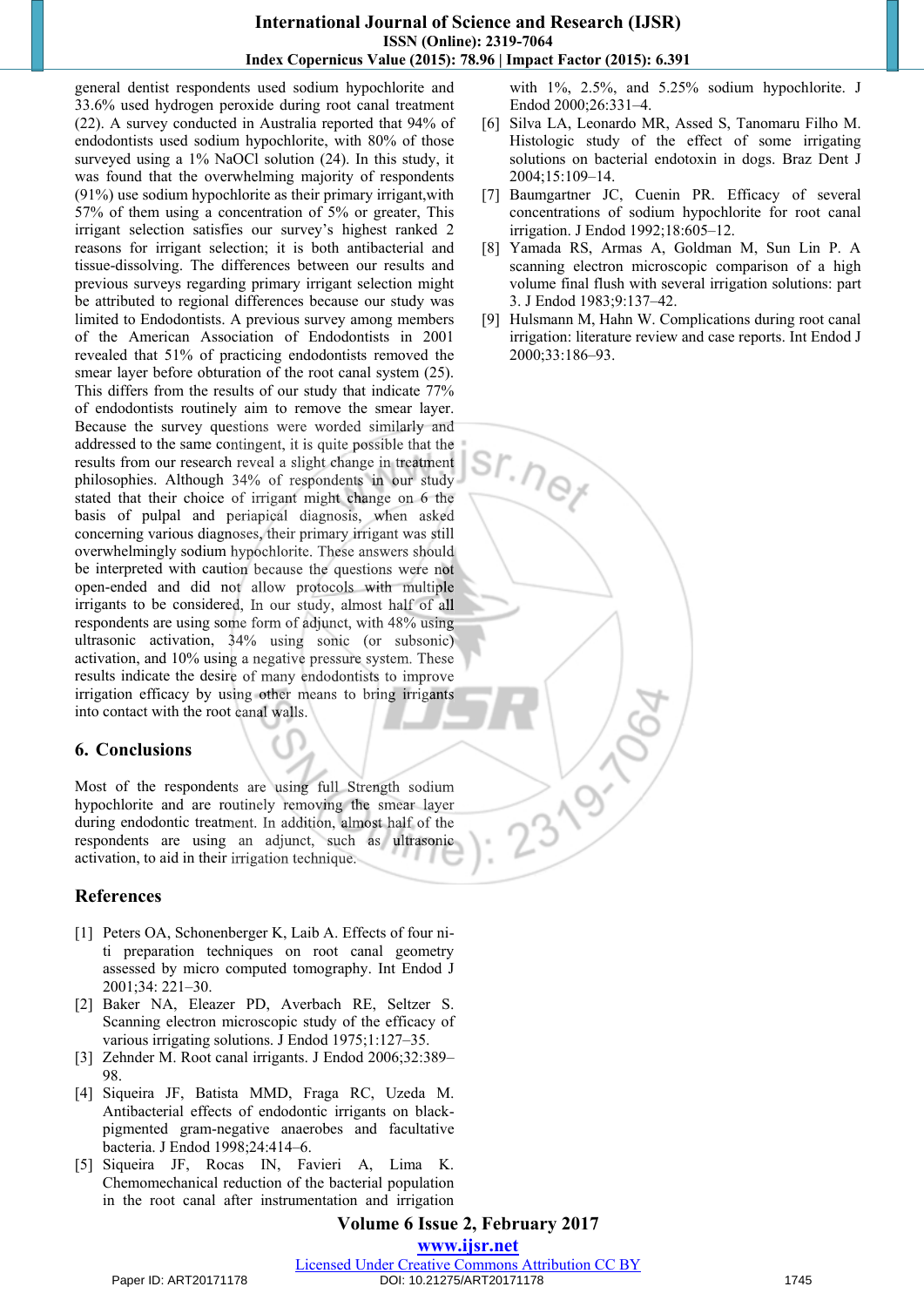general dentist respondents used sodium hypochlorite and 33.6% used hydrogen peroxide during root canal treatment (22). A survey conducted in Australia reported that 94% of endodontists used sodium hypochlorite, with 80% of those surveyed using a 1% NaOCl solution (24). In this study, it was found that the overwhelming majority of respondents (91%) use sodium hypochlorite as their primary irrigant,with 57% of them using a concentration of 5% or greater, This irrigant selection satisfies our survey's highest ranked 2 reasons for irrigant selection; it is both antibacterial and tissue-dissolving. The differences between our results and previous surveys regarding primary irrigant selection might be attributed to regional differences because our study was limited to Endodontists. A previous survey among members of the American Association of Endodontists in 2001 revealed that 51% of practicing endodontists removed the smear layer before obturation of the root canal system (25). This differs from the results of our study that indicate 77% of endodontists routinely aim to remove the smear layer. Because the survey questions were worded similarly and addressed to the same contingent, it is quite possible that the results from our research reveal a slight change in treatment philosophies. Although 34% of respondents in our study stated that their choice of irrigant might change on 6 the basis of pulpal and periapical diagnosis, when asked concerning various diagnoses, their primary irrigant was still overwhelmingly sodium hypochlorite. These answers should be interpreted with caution because the questions were not open-ended and did not allow protocols with multiple irrigants to be considered, In our study, almost half of all respondents are using some form of adjunct, with 48% using ultrasonic activation, 34% using sonic (or subsonic) activation, and 10% using a negative pressure system. These results indicate the desire of many endodontists to improve irrigation efficacy by using other means to bring irrigants into contact with the root canal walls.

## 6. Conclusions

Most of the respondents are using full Strength sodium hypochlorite and are routinely removing the smear layer during endodontic treatment. In addition, almost half of the respondents are using an adjunct, such as ultrasonic activation, to aid in their irrigation technique.

## References

[1] Peters OA, Schonenberger K, Laib A. Effects of four ni-ti preparation techniques on root canal geometry assessed by micro computed tomography. Int Endod J 2001;34: 221–30.

[2] Baker NA, Eleazer PD, Averbach RE, Seltzer S. Scanning electron microscopic study of the efficacy of various irrigating solutions. J Endod 1975;1:127–35.

[3] Zehnder M. Root canal irrigants. J Endod 2006;32:389–98.

[4] Siqueira JF, Batista MMD, Fraga RC, Uzeda M. Antibacterial effects of endodontic irrigants on black-pigmented gram-negative anaerobes and facultative bacteria. J Endod 1998;24:414–6.

[5] Siqueira JF, Rocas IN, Favieri A, Lima K. Chemomechanical reduction of the bacterial population in the root canal after instrumentation and irrigation with 1%, 2.5%, and 5.25% sodium hypochlorite. J Endod 2000;26:331–4.

[6] Silva LA, Leonardo MR, Assed S, Tanomaru Filho M. Histologic study of the effect of some irrigating solutions on bacterial endotoxin in dogs. Braz Dent J 2004;15:109–14.

[7] Baumgartner JC, Cuenin PR. Efficacy of several concentrations of sodium hypochlorite for root canal irrigation. J Endod 1992;18:605–12.

[8] Yamada RS, Armas A, Goldman M, Sun Lin P. A scanning electron microscopic comparison of a high volume final flush with several irrigation solutions: part 3. J Endod 1983;9:137–42.

[9] Hulsmann M, Hahn W. Complications during root canal irrigation: literature review and case reports. Int Endod J 2000;33:186–93.